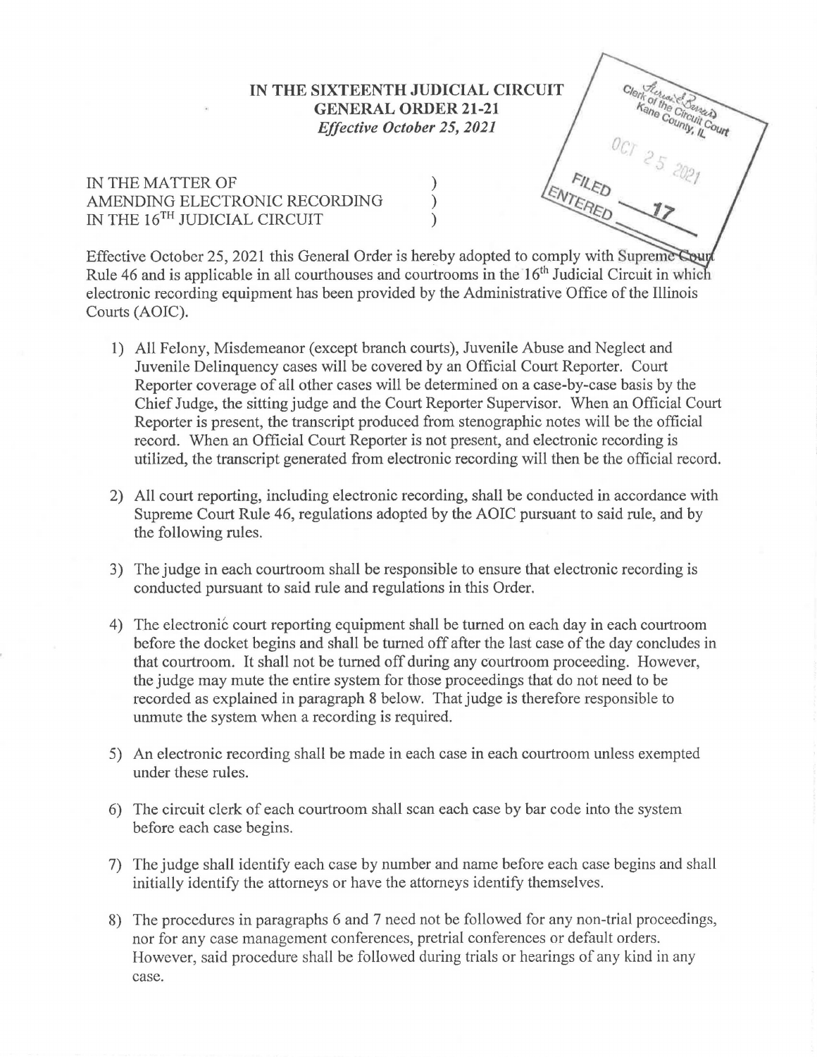**IN THE SIXTEENTH JUDICIAL CIRCUIT**
**GENERAL ORDER 21-21**
*Effective October 25, 2021*

Clerk of the Circuit Court
Kane County, IL
OCT 25 2021
FILED
ENTERED 17

IN THE MATTER OF )
AMENDING ELECTRONIC RECORDING )
IN THE 16TH JUDICIAL CIRCUIT )

Effective October 25, 2021 this General Order is hereby adopted to comply with Supreme Court Rule 46 and is applicable in all courthouses and courtrooms in the 16th Judicial Circuit in which electronic recording equipment has been provided by the Administrative Office of the Illinois Courts (AOIC).

1) All Felony, Misdemeanor (except branch courts), Juvenile Abuse and Neglect and Juvenile Delinquency cases will be covered by an Official Court Reporter. Court Reporter coverage of all other cases will be determined on a case-by-case basis by the Chief Judge, the sitting judge and the Court Reporter Supervisor. When an Official Court Reporter is present, the transcript produced from stenographic notes will be the official record. When an Official Court Reporter is not present, and electronic recording is utilized, the transcript generated from electronic recording will then be the official record.

2) All court reporting, including electronic recording, shall be conducted in accordance with Supreme Court Rule 46, regulations adopted by the AOIC pursuant to said rule, and by the following rules.

3) The judge in each courtroom shall be responsible to ensure that electronic recording is conducted pursuant to said rule and regulations in this Order.

4) The electronic court reporting equipment shall be turned on each day in each courtroom before the docket begins and shall be turned off after the last case of the day concludes in that courtroom. It shall not be turned off during any courtroom proceeding. However, the judge may mute the entire system for those proceedings that do not need to be recorded as explained in paragraph 8 below. That judge is therefore responsible to unmute the system when a recording is required.

5) An electronic recording shall be made in each case in each courtroom unless exempted under these rules.

6) The circuit clerk of each courtroom shall scan each case by bar code into the system before each case begins.

7) The judge shall identify each case by number and name before each case begins and shall initially identify the attorneys or have the attorneys identify themselves.

8) The procedures in paragraphs 6 and 7 need not be followed for any non-trial proceedings, nor for any case management conferences, pretrial conferences or default orders. However, said procedure shall be followed during trials or hearings of any kind in any case.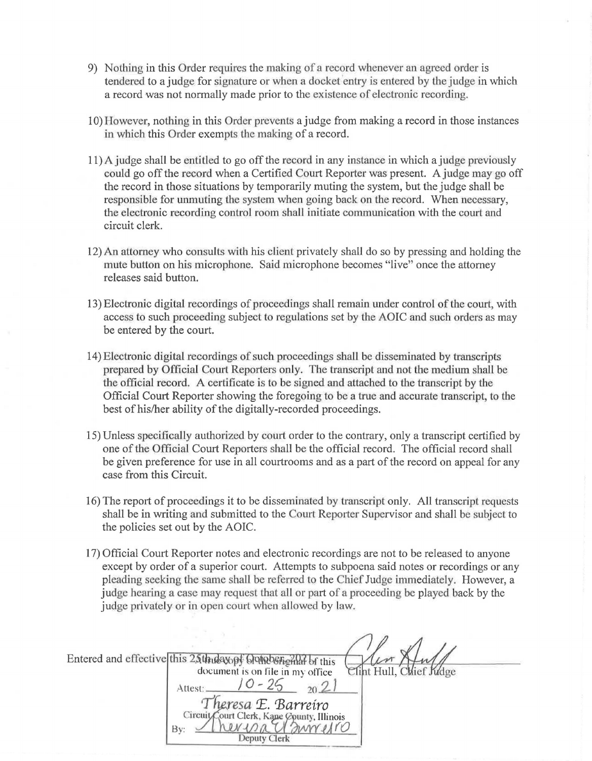9) Nothing in this Order requires the making of a record whenever an agreed order is tendered to a judge for signature or when a docket entry is entered by the judge in which a record was not normally made prior to the existence of electronic recording.

10) However, nothing in this Order prevents a judge from making a record in those instances in which this Order exempts the making of a record.

11) A judge shall be entitled to go off the record in any instance in which a judge previously could go off the record when a Certified Court Reporter was present. A judge may go off the record in those situations by temporarily muting the system, but the judge shall be responsible for unmuting the system when going back on the record. When necessary, the electronic recording control room shall initiate communication with the court and circuit clerk.

12) An attorney who consults with his client privately shall do so by pressing and holding the mute button on his microphone. Said microphone becomes "live" once the attorney releases said button.

13) Electronic digital recordings of proceedings shall remain under control of the court, with access to such proceeding subject to regulations set by the AOIC and such orders as may be entered by the court.

14) Electronic digital recordings of such proceedings shall be disseminated by transcripts prepared by Official Court Reporters only. The transcript and not the medium shall be the official record. A certificate is to be signed and attached to the transcript by the Official Court Reporter showing the foregoing to be a true and accurate transcript, to the best of his/her ability of the digitally-recorded proceedings.

15) Unless specifically authorized by court order to the contrary, only a transcript certified by one of the Official Court Reporters shall be the official record. The official record shall be given preference for use in all courtrooms and as a part of the record on appeal for any case from this Circuit.

16) The report of proceedings it to be disseminated by transcript only. All transcript requests shall be in writing and submitted to the Court Reporter Supervisor and shall be subject to the policies set out by the AOIC.

17) Official Court Reporter notes and electronic recordings are not to be released to anyone except by order of a superior court. Attempts to subpoena said notes or recordings or any pleading seeking the same shall be referred to the Chief Judge immediately. However, a judge hearing a case may request that all or part of a proceeding be played back by the judge privately or in open court when allowed by law.

Entered and effective this 25th day of October, 2021

Clint Hull, Chief Judge

True copy of the original of this document is on file in my office
Attest: 10-25 2021
Theresa E. Barreiro
Circuit Court Clerk, Kane County, Illinois
By: Theresa E. Barreiro
Deputy Clerk